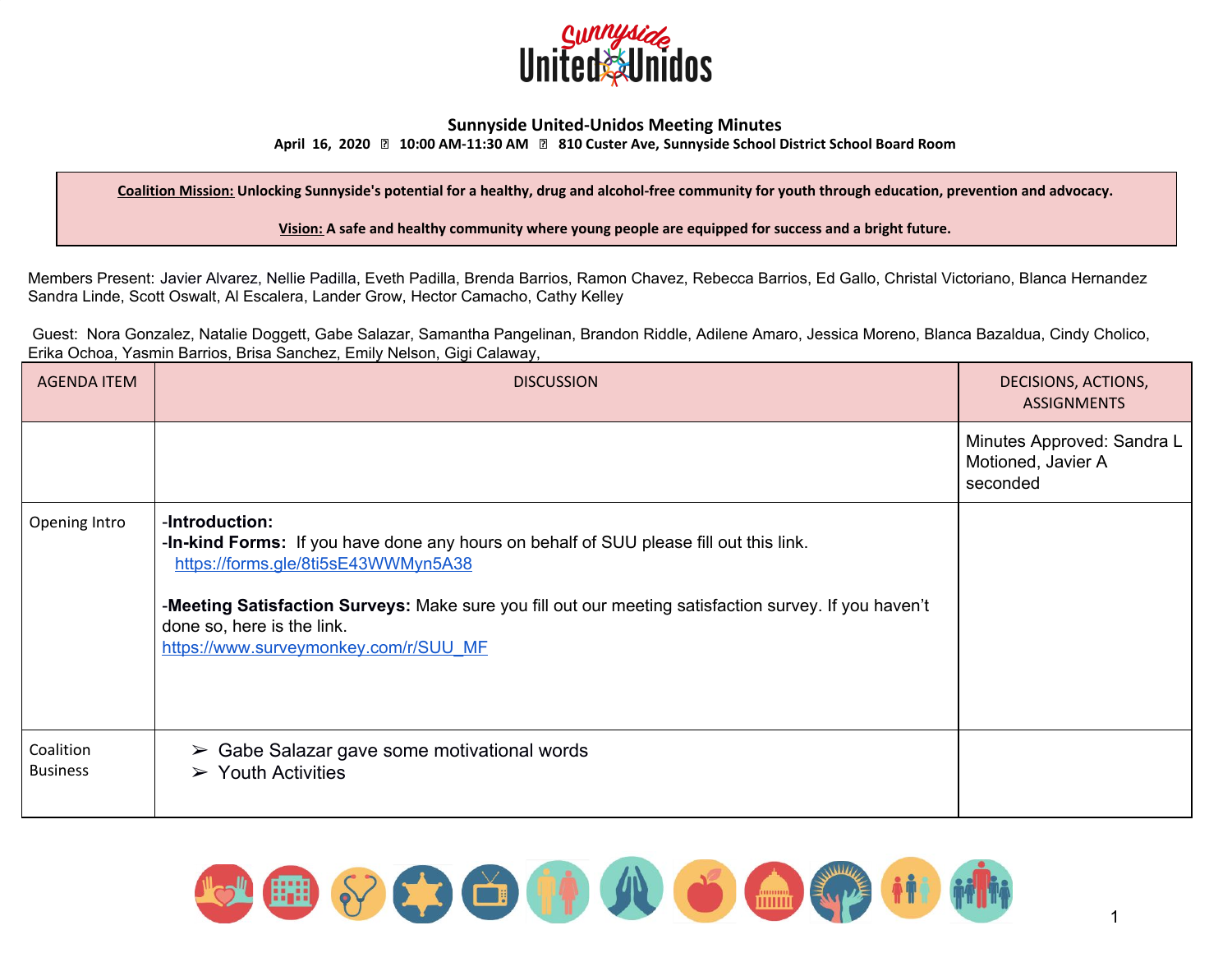# Sunnyside United-Unidos Meeting Minutes

**April 16, 2020 ▯ 10:00 AM-11:30 AM ▯ 810 Custer Ave, Sunnyside School District School Board Room**

**Coalition Mission: Unlocking Sunnyside's potential for a healthy, drug and alcohol-free community for youth through education, prevention and advocacy.**

**Vision: A safe and healthy community where young people are equipped for success and a bright future.**

Members Present: Javier Alvarez, Nellie Padilla, Eveth Padilla, Brenda Barrios, Ramon Chavez, Rebecca Barrios, Ed Gallo, Christal Victoriano, Blanca Hernandez Sandra Linde, Scott Oswalt, Al Escalera, Lander Grow, Hector Camacho, Cathy Kelley

Guest: Nora Gonzalez, Natalie Doggett, Gabe Salazar, Samantha Pangelinan, Brandon Riddle, Adilene Amaro, Jessica Moreno, Blanca Bazaldua, Cindy Cholico, Erika Ochoa, Yasmin Barrios, Brisa Sanchez, Emily Nelson, Gigi Calaway,

| AGENDA ITEM | DISCUSSION | DECISIONS, ACTIONS, ASSIGNMENTS |
|---|---|---|
| | | Minutes Approved: Sandra L Motioned, Javier A seconded |
| Opening Intro | -**Introduction:**<br>-**In-kind Forms:** If you have done any hours on behalf of SUU please fill out this link. https://forms.gle/8ti5sE43WWMyn5A38<br><br>-**Meeting Satisfaction Surveys:** Make sure you fill out our meeting satisfaction survey. If you haven't done so, here is the link. https://www.surveymonkey.com/r/SUU_MF | |
| Coalition Business | ➢ Gabe Salazar gave some motivational words<br>➢ Youth Activities | |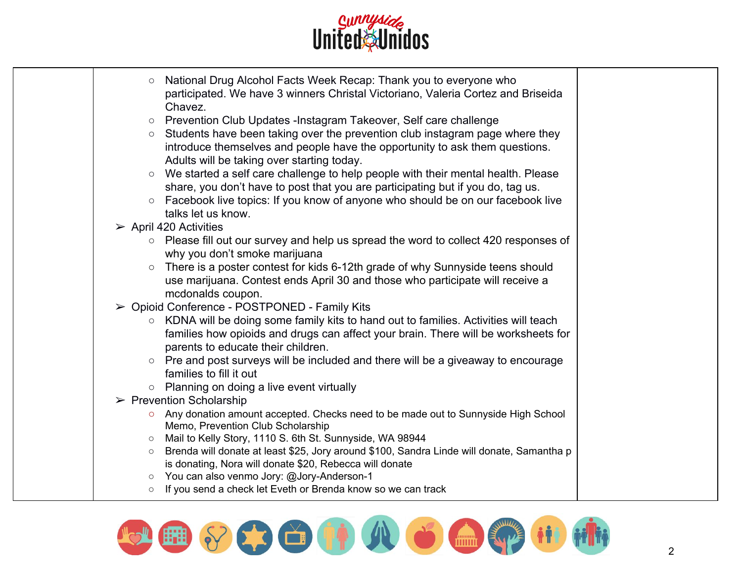| | | |
|---|---|---|
| | ○ National Drug Alcohol Facts Week Recap: Thank you to everyone who participated. We have 3 winners Christal Victoriano, Valeria Cortez and Briseida Chavez.<br>○ Prevention Club Updates -Instagram Takeover, Self care challenge<br>○ Students have been taking over the prevention club instagram page where they introduce themselves and people have the opportunity to ask them questions. Adults will be taking over starting today.<br>○ We started a self care challenge to help people with their mental health. Please share, you don't have to post that you are participating but if you do, tag us.<br>○ Facebook live topics: If you know of anyone who should be on our facebook live talks let us know.<br>➢ April 420 Activities<br>○ Please fill out our survey and help us spread the word to collect 420 responses of why you don't smoke marijuana<br>○ There is a poster contest for kids 6-12th grade of why Sunnyside teens should use marijuana. Contest ends April 30 and those who participate will receive a mcdonalds coupon.<br>➢ Opioid Conference - POSTPONED - Family Kits<br>○ KDNA will be doing some family kits to hand out to families. Activities will teach families how opioids and drugs can affect your brain. There will be worksheets for parents to educate their children.<br>○ Pre and post surveys will be included and there will be a giveaway to encourage families to fill it out<br>○ Planning on doing a live event virtually<br>➢ Prevention Scholarship<br>○ Any donation amount accepted. Checks need to be made out to Sunnyside High School Memo, Prevention Club Scholarship<br>○ Mail to Kelly Story, 1110 S. 6th St. Sunnyside, WA 98944<br>○ Brenda will donate at least $25, Jory around $100, Sandra Linde will donate, Samantha p is donating, Nora will donate $20, Rebecca will donate<br>○ You can also venmo Jory: @Jory-Anderson-1<br>○ If you send a check let Eveth or Brenda know so we can track | |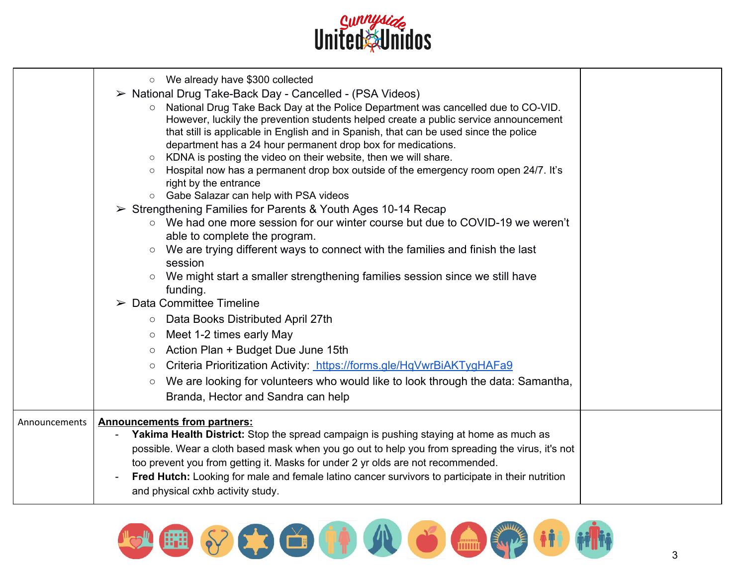| | | |
|---|---|---|
| | ○ We already have $300 collected<br>➢ National Drug Take-Back Day - Cancelled - (PSA Videos)<br>○ National Drug Take Back Day at the Police Department was cancelled due to CO-VID. However, luckily the prevention students helped create a public service announcement that still is applicable in English and in Spanish, that can be used since the police department has a 24 hour permanent drop box for medications.<br>○ KDNA is posting the video on their website, then we will share.<br>○ Hospital now has a permanent drop box outside of the emergency room open 24/7. It's right by the entrance<br>○ Gabe Salazar can help with PSA videos<br>➢ Strengthening Families for Parents & Youth Ages 10-14 Recap<br>○ We had one more session for our winter course but due to COVID-19 we weren't able to complete the program.<br>○ We are trying different ways to connect with the families and finish the last session<br>○ We might start a smaller strengthening families session since we still have funding.<br>➢ Data Committee Timeline<br>○ Data Books Distributed April 27th<br>○ Meet 1-2 times early May<br>○ Action Plan + Budget Due June 15th<br>○ Criteria Prioritization Activity: [https://forms.gle/HqVwrBiAKTygHAFa9](https://forms.gle/HqVwrBiAKTygHAFa9)<br>○ We are looking for volunteers who would like to look through the data: Samantha, Branda, Hector and Sandra can help | |
| Announcements | **Announcements from partners:**<br>- **Yakima Health District:** Stop the spread campaign is pushing staying at home as much as possible. Wear a cloth based mask when you go out to help you from spreading the virus, it's not too prevent you from getting it. Masks for under 2 yr olds are not recommended.<br>- **Fred Hutch:** Looking for male and female latino cancer survivors to participate in their nutrition and physical cxhb activity study. | |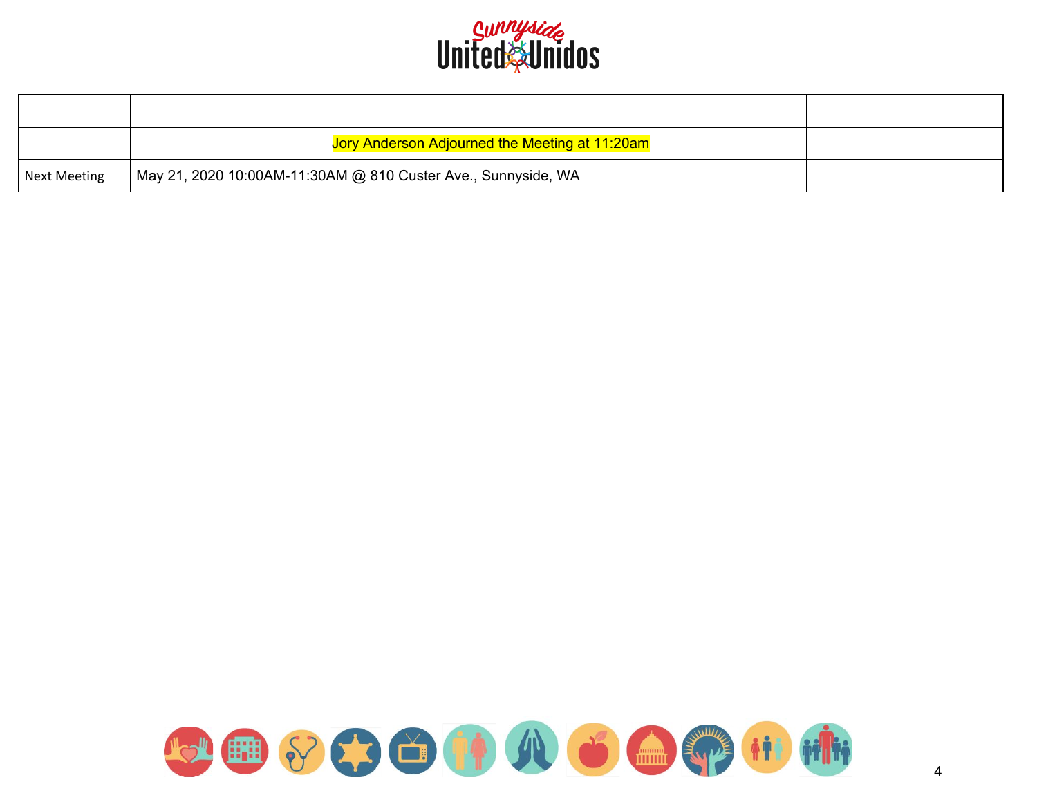| | | |
|---|---|---|
| | | |
| | Jory Anderson Adjourned the Meeting at 11:20am | |
| Next Meeting | May 21, 2020 10:00AM-11:30AM @ 810 Custer Ave., Sunnyside, WA | |